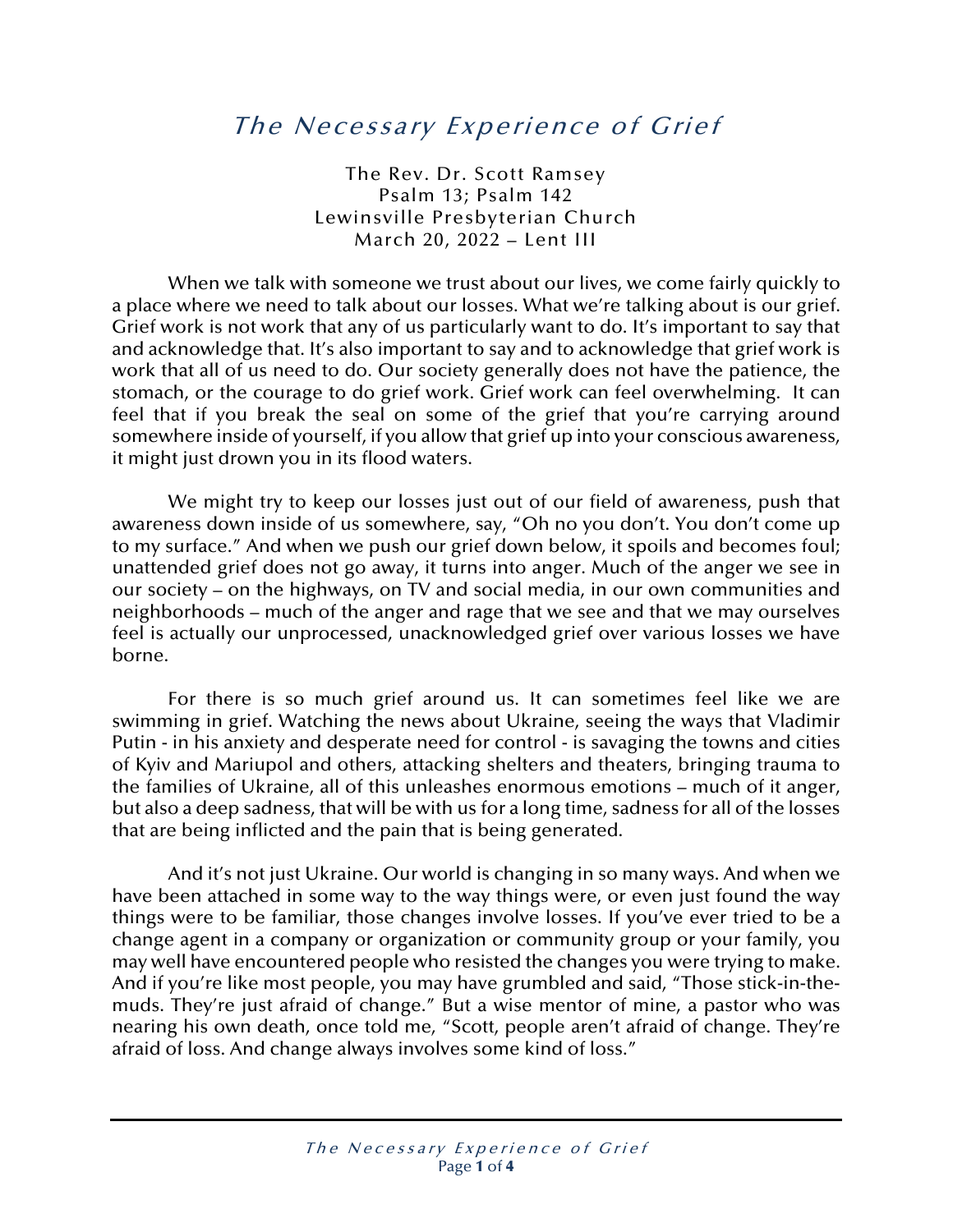# *The Necessary Experience of Grief*

The Rev. Dr. Scott Ramsey
Psalm 13; Psalm 142
Lewinsville Presbyterian Church
March 20, 2022 – Lent III

When we talk with someone we trust about our lives, we come fairly quickly to a place where we need to talk about our losses. What we're talking about is our grief. Grief work is not work that any of us particularly want to do. It's important to say that and acknowledge that. It's also important to say and to acknowledge that grief work is work that all of us need to do. Our society generally does not have the patience, the stomach, or the courage to do grief work. Grief work can feel overwhelming. It can feel that if you break the seal on some of the grief that you're carrying around somewhere inside of yourself, if you allow that grief up into your conscious awareness, it might just drown you in its flood waters.

We might try to keep our losses just out of our field of awareness, push that awareness down inside of us somewhere, say, "Oh no you don't. You don't come up to my surface." And when we push our grief down below, it spoils and becomes foul; unattended grief does not go away, it turns into anger. Much of the anger we see in our society – on the highways, on TV and social media, in our own communities and neighborhoods – much of the anger and rage that we see and that we may ourselves feel is actually our unprocessed, unacknowledged grief over various losses we have borne.

For there is so much grief around us. It can sometimes feel like we are swimming in grief. Watching the news about Ukraine, seeing the ways that Vladimir Putin - in his anxiety and desperate need for control - is savaging the towns and cities of Kyiv and Mariupol and others, attacking shelters and theaters, bringing trauma to the families of Ukraine, all of this unleashes enormous emotions – much of it anger, but also a deep sadness, that will be with us for a long time, sadness for all of the losses that are being inflicted and the pain that is being generated.

And it's not just Ukraine. Our world is changing in so many ways. And when we have been attached in some way to the way things were, or even just found the way things were to be familiar, those changes involve losses. If you've ever tried to be a change agent in a company or organization or community group or your family, you may well have encountered people who resisted the changes you were trying to make. And if you're like most people, you may have grumbled and said, "Those stick-in-the-muds. They're just afraid of change." But a wise mentor of mine, a pastor who was nearing his own death, once told me, "Scott, people aren't afraid of change. They're afraid of loss. And change always involves some kind of loss."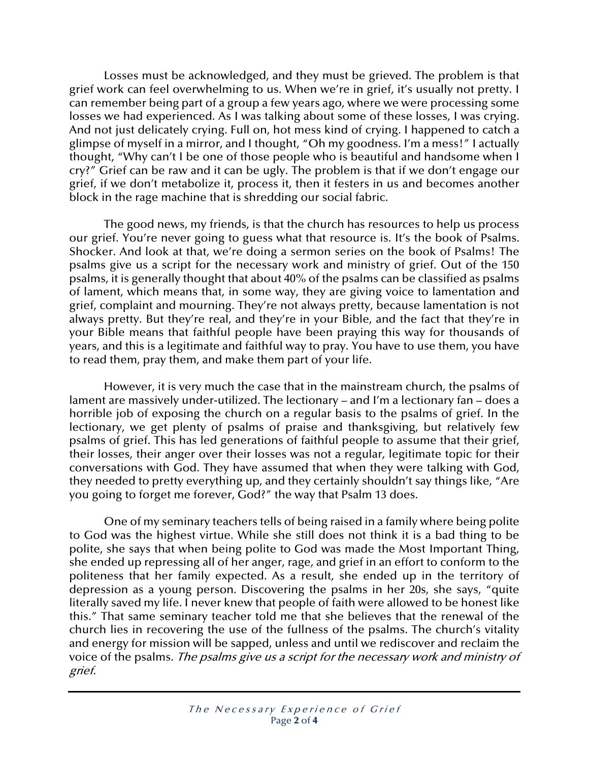Losses must be acknowledged, and they must be grieved. The problem is that grief work can feel overwhelming to us. When we're in grief, it's usually not pretty. I can remember being part of a group a few years ago, where we were processing some losses we had experienced. As I was talking about some of these losses, I was crying. And not just delicately crying. Full on, hot mess kind of crying. I happened to catch a glimpse of myself in a mirror, and I thought, "Oh my goodness. I'm a mess!" I actually thought, "Why can't I be one of those people who is beautiful and handsome when I cry?" Grief can be raw and it can be ugly. The problem is that if we don't engage our grief, if we don't metabolize it, process it, then it festers in us and becomes another block in the rage machine that is shredding our social fabric.

The good news, my friends, is that the church has resources to help us process our grief. You're never going to guess what that resource is. It's the book of Psalms. Shocker. And look at that, we're doing a sermon series on the book of Psalms! The psalms give us a script for the necessary work and ministry of grief. Out of the 150 psalms, it is generally thought that about 40% of the psalms can be classified as psalms of lament, which means that, in some way, they are giving voice to lamentation and grief, complaint and mourning. They're not always pretty, because lamentation is not always pretty. But they're real, and they're in your Bible, and the fact that they're in your Bible means that faithful people have been praying this way for thousands of years, and this is a legitimate and faithful way to pray. You have to use them, you have to read them, pray them, and make them part of your life.

However, it is very much the case that in the mainstream church, the psalms of lament are massively under-utilized. The lectionary – and I'm a lectionary fan – does a horrible job of exposing the church on a regular basis to the psalms of grief. In the lectionary, we get plenty of psalms of praise and thanksgiving, but relatively few psalms of grief. This has led generations of faithful people to assume that their grief, their losses, their anger over their losses was not a regular, legitimate topic for their conversations with God. They have assumed that when they were talking with God, they needed to pretty everything up, and they certainly shouldn't say things like, "Are you going to forget me forever, God?" the way that Psalm 13 does.

One of my seminary teachers tells of being raised in a family where being polite to God was the highest virtue. While she still does not think it is a bad thing to be polite, she says that when being polite to God was made the Most Important Thing, she ended up repressing all of her anger, rage, and grief in an effort to conform to the politeness that her family expected. As a result, she ended up in the territory of depression as a young person. Discovering the psalms in her 20s, she says, "quite literally saved my life. I never knew that people of faith were allowed to be honest like this." That same seminary teacher told me that she believes that the renewal of the church lies in recovering the use of the fullness of the psalms. The church's vitality and energy for mission will be sapped, unless and until we rediscover and reclaim the voice of the psalms. *The psalms give us a script for the necessary work and ministry of grief.*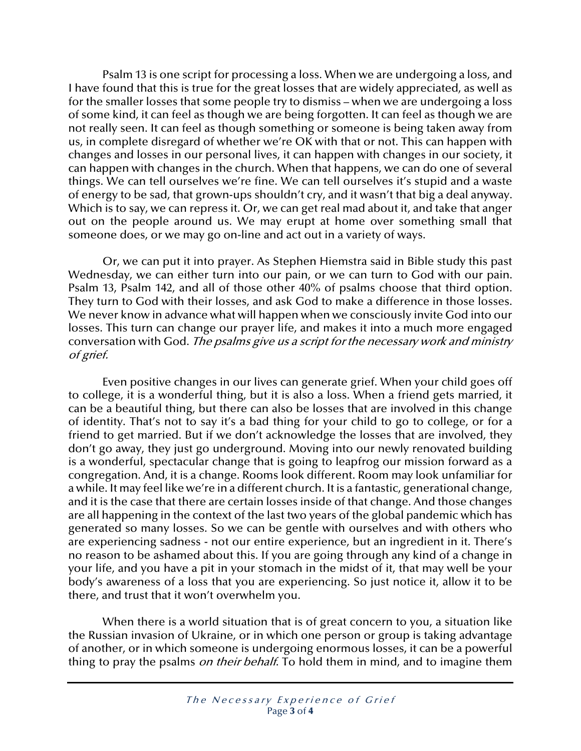Psalm 13 is one script for processing a loss. When we are undergoing a loss, and I have found that this is true for the great losses that are widely appreciated, as well as for the smaller losses that some people try to dismiss – when we are undergoing a loss of some kind, it can feel as though we are being forgotten. It can feel as though we are not really seen. It can feel as though something or someone is being taken away from us, in complete disregard of whether we're OK with that or not. This can happen with changes and losses in our personal lives, it can happen with changes in our society, it can happen with changes in the church. When that happens, we can do one of several things. We can tell ourselves we're fine. We can tell ourselves it's stupid and a waste of energy to be sad, that grown-ups shouldn't cry, and it wasn't that big a deal anyway. Which is to say, we can repress it. Or, we can get real mad about it, and take that anger out on the people around us. We may erupt at home over something small that someone does, or we may go on-line and act out in a variety of ways.

Or, we can put it into prayer. As Stephen Hiemstra said in Bible study this past Wednesday, we can either turn into our pain, or we can turn to God with our pain. Psalm 13, Psalm 142, and all of those other 40% of psalms choose that third option. They turn to God with their losses, and ask God to make a difference in those losses. We never know in advance what will happen when we consciously invite God into our losses. This turn can change our prayer life, and makes it into a much more engaged conversation with God. *The psalms give us a script for the necessary work and ministry of grief.*

Even positive changes in our lives can generate grief. When your child goes off to college, it is a wonderful thing, but it is also a loss. When a friend gets married, it can be a beautiful thing, but there can also be losses that are involved in this change of identity. That's not to say it's a bad thing for your child to go to college, or for a friend to get married. But if we don't acknowledge the losses that are involved, they don't go away, they just go underground. Moving into our newly renovated building is a wonderful, spectacular change that is going to leapfrog our mission forward as a congregation. And, it is a change. Rooms look different. Room may look unfamiliar for a while. It may feel like we're in a different church. It is a fantastic, generational change, and it is the case that there are certain losses inside of that change. And those changes are all happening in the context of the last two years of the global pandemic which has generated so many losses. So we can be gentle with ourselves and with others who are experiencing sadness - not our entire experience, but an ingredient in it. There's no reason to be ashamed about this. If you are going through any kind of a change in your life, and you have a pit in your stomach in the midst of it, that may well be your body's awareness of a loss that you are experiencing. So just notice it, allow it to be there, and trust that it won't overwhelm you.

When there is a world situation that is of great concern to you, a situation like the Russian invasion of Ukraine, or in which one person or group is taking advantage of another, or in which someone is undergoing enormous losses, it can be a powerful thing to pray the psalms *on their behalf*. To hold them in mind, and to imagine them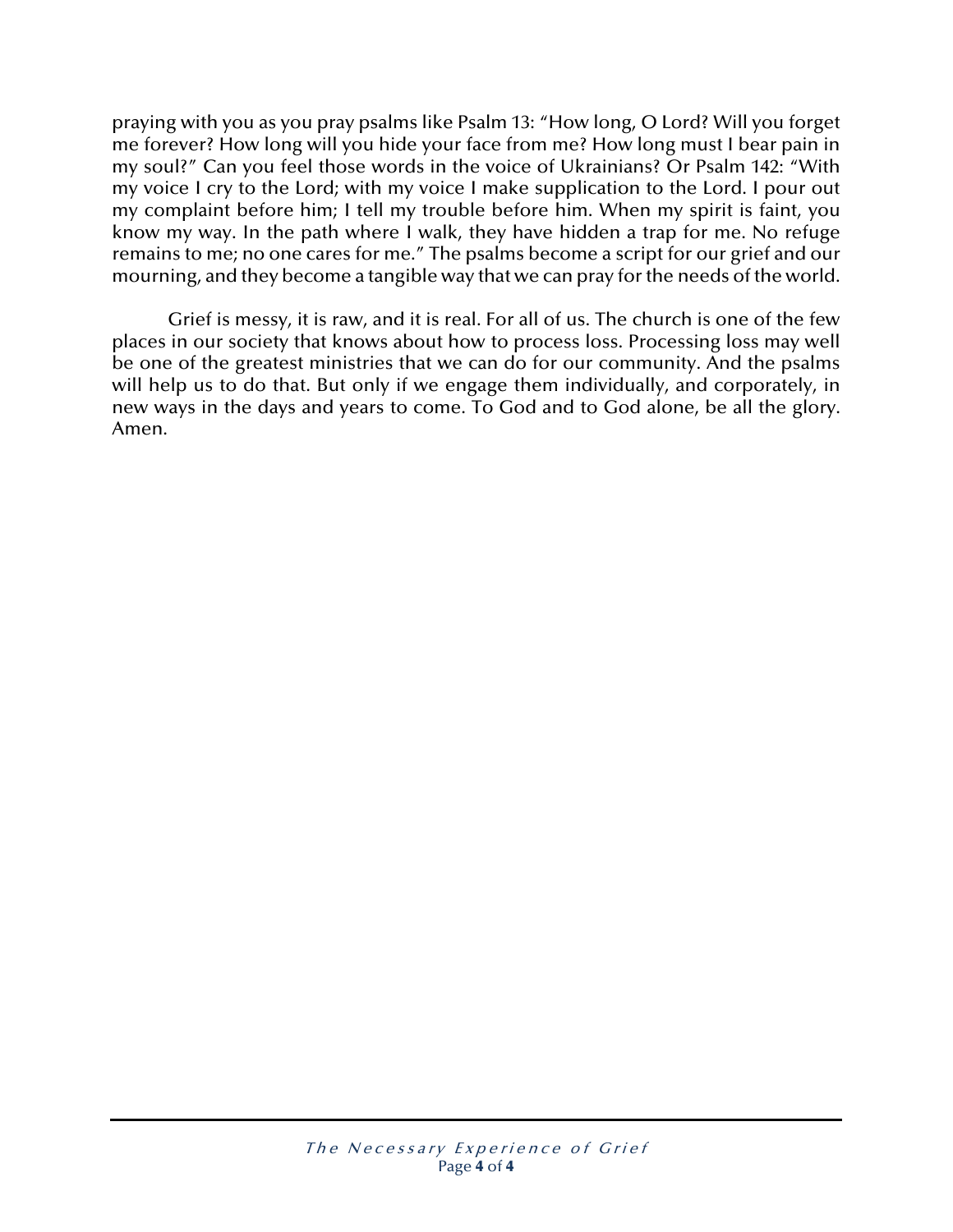praying with you as you pray psalms like Psalm 13: "How long, O Lord? Will you forget me forever? How long will you hide your face from me? How long must I bear pain in my soul?" Can you feel those words in the voice of Ukrainians? Or Psalm 142: "With my voice I cry to the Lord; with my voice I make supplication to the Lord. I pour out my complaint before him; I tell my trouble before him. When my spirit is faint, you know my way. In the path where I walk, they have hidden a trap for me. No refuge remains to me; no one cares for me." The psalms become a script for our grief and our mourning, and they become a tangible way that we can pray for the needs of the world.

Grief is messy, it is raw, and it is real. For all of us. The church is one of the few places in our society that knows about how to process loss. Processing loss may well be one of the greatest ministries that we can do for our community. And the psalms will help us to do that. But only if we engage them individually, and corporately, in new ways in the days and years to come. To God and to God alone, be all the glory. Amen.